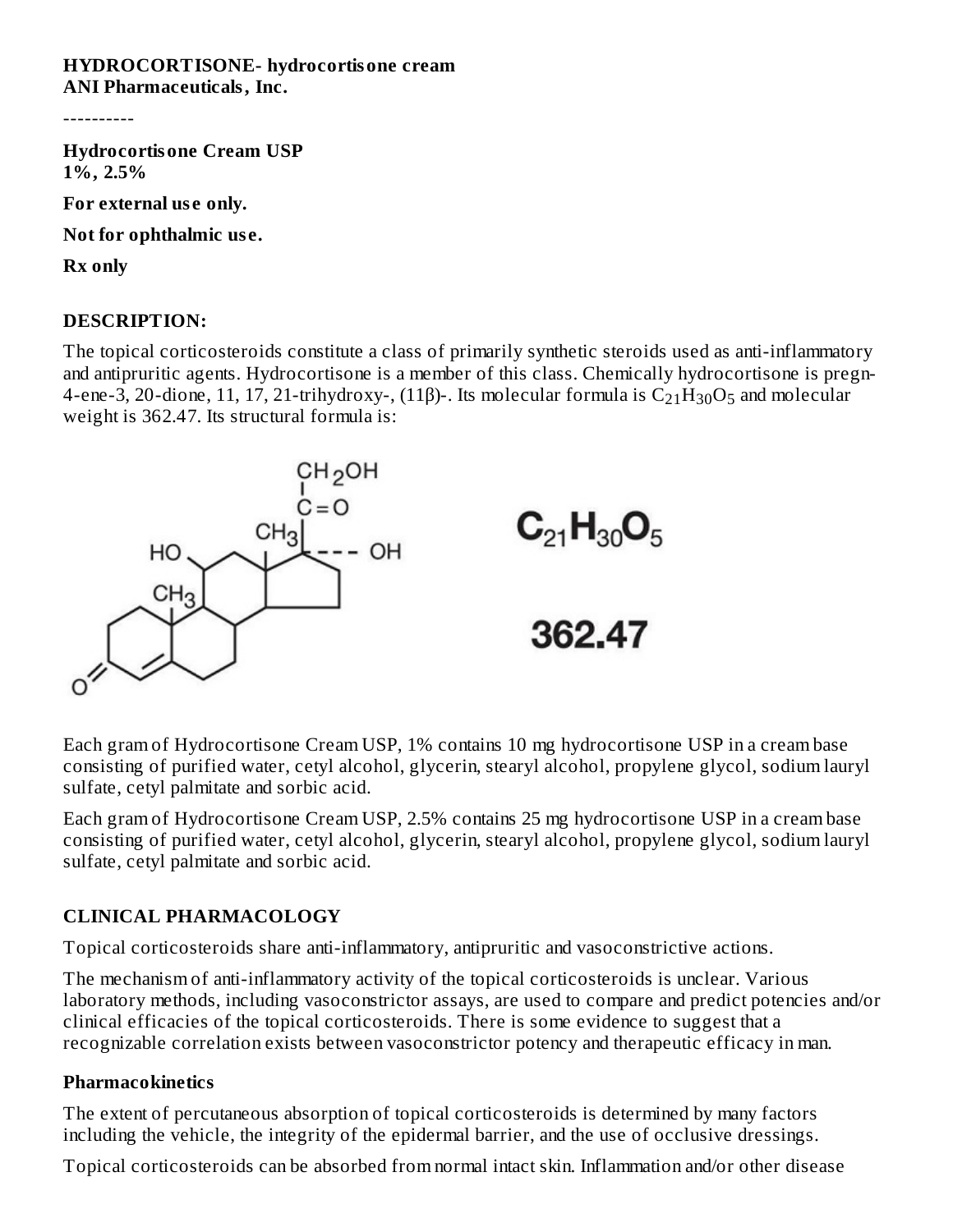**HYDROCORTISONE- hydrocortisone cream**
**ANI Pharmaceuticals, Inc.**

----------

**Hydrocortisone Cream USP**
**1%, 2.5%**

**For external use only.**

**Not for ophthalmic use.**

**Rx only**

## DESCRIPTION:

The topical corticosteroids constitute a class of primarily synthetic steroids used as anti-inflammatory and antipruritic agents. Hydrocortisone is a member of this class. Chemically hydrocortisone is pregn-4-ene-3, 20-dione, 11, 17, 21-trihydroxy-, (11β)-. Its molecular formula is $C_{21}H_{30}O_5$ and molecular weight is 362.47. Its structural formula is:

$C_{21}H_{30}O_5$

362.47

Each gram of Hydrocortisone Cream USP, 1% contains 10 mg hydrocortisone USP in a cream base consisting of purified water, cetyl alcohol, glycerin, stearyl alcohol, propylene glycol, sodium lauryl sulfate, cetyl palmitate and sorbic acid.

Each gram of Hydrocortisone Cream USP, 2.5% contains 25 mg hydrocortisone USP in a cream base consisting of purified water, cetyl alcohol, glycerin, stearyl alcohol, propylene glycol, sodium lauryl sulfate, cetyl palmitate and sorbic acid.

## CLINICAL PHARMACOLOGY

Topical corticosteroids share anti-inflammatory, antipruritic and vasoconstrictive actions.

The mechanism of anti-inflammatory activity of the topical corticosteroids is unclear. Various laboratory methods, including vasoconstrictor assays, are used to compare and predict potencies and/or clinical efficacies of the topical corticosteroids. There is some evidence to suggest that a recognizable correlation exists between vasoconstrictor potency and therapeutic efficacy in man.

### Pharmacokinetics

The extent of percutaneous absorption of topical corticosteroids is determined by many factors including the vehicle, the integrity of the epidermal barrier, and the use of occlusive dressings.

Topical corticosteroids can be absorbed from normal intact skin. Inflammation and/or other disease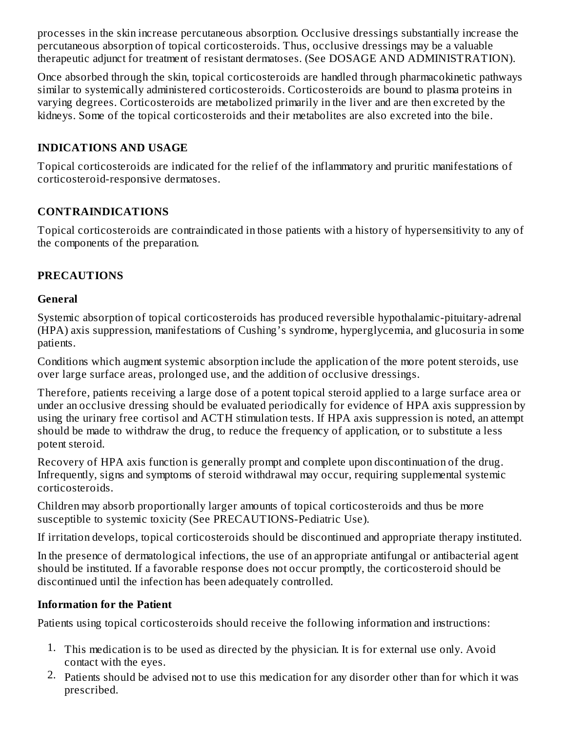processes in the skin increase percutaneous absorption. Occlusive dressings substantially increase the percutaneous absorption of topical corticosteroids. Thus, occlusive dressings may be a valuable therapeutic adjunct for treatment of resistant dermatoses. (See DOSAGE AND ADMINISTRATION).

Once absorbed through the skin, topical corticosteroids are handled through pharmacokinetic pathways similar to systemically administered corticosteroids. Corticosteroids are bound to plasma proteins in varying degrees. Corticosteroids are metabolized primarily in the liver and are then excreted by the kidneys. Some of the topical corticosteroids and their metabolites are also excreted into the bile.

## INDICATIONS AND USAGE

Topical corticosteroids are indicated for the relief of the inflammatory and pruritic manifestations of corticosteroid-responsive dermatoses.

## CONTRAINDICATIONS

Topical corticosteroids are contraindicated in those patients with a history of hypersensitivity to any of the components of the preparation.

## PRECAUTIONS

### General

Systemic absorption of topical corticosteroids has produced reversible hypothalamic-pituitary-adrenal (HPA) axis suppression, manifestations of Cushing's syndrome, hyperglycemia, and glucosuria in some patients.

Conditions which augment systemic absorption include the application of the more potent steroids, use over large surface areas, prolonged use, and the addition of occlusive dressings.

Therefore, patients receiving a large dose of a potent topical steroid applied to a large surface area or under an occlusive dressing should be evaluated periodically for evidence of HPA axis suppression by using the urinary free cortisol and ACTH stimulation tests. If HPA axis suppression is noted, an attempt should be made to withdraw the drug, to reduce the frequency of application, or to substitute a less potent steroid.

Recovery of HPA axis function is generally prompt and complete upon discontinuation of the drug. Infrequently, signs and symptoms of steroid withdrawal may occur, requiring supplemental systemic corticosteroids.

Children may absorb proportionally larger amounts of topical corticosteroids and thus be more susceptible to systemic toxicity (See PRECAUTIONS-Pediatric Use).

If irritation develops, topical corticosteroids should be discontinued and appropriate therapy instituted.

In the presence of dermatological infections, the use of an appropriate antifungal or antibacterial agent should be instituted. If a favorable response does not occur promptly, the corticosteroid should be discontinued until the infection has been adequately controlled.

### Information for the Patient

Patients using topical corticosteroids should receive the following information and instructions:

1. This medication is to be used as directed by the physician. It is for external use only. Avoid contact with the eyes.
2. Patients should be advised not to use this medication for any disorder other than for which it was prescribed.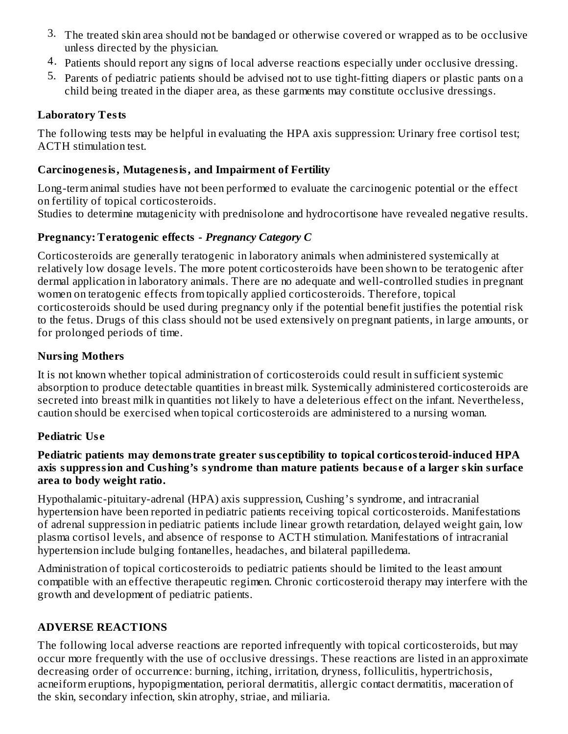3. The treated skin area should not be bandaged or otherwise covered or wrapped as to be occlusive unless directed by the physician.
4. Patients should report any signs of local adverse reactions especially under occlusive dressing.
5. Parents of pediatric patients should be advised not to use tight-fitting diapers or plastic pants on a child being treated in the diaper area, as these garments may constitute occlusive dressings.

### Laboratory Tests

The following tests may be helpful in evaluating the HPA axis suppression: Urinary free cortisol test; ACTH stimulation test.

### Carcinogenesis, Mutagenesis, and Impairment of Fertility

Long-term animal studies have not been performed to evaluate the carcinogenic potential or the effect on fertility of topical corticosteroids.
Studies to determine mutagenicity with prednisolone and hydrocortisone have revealed negative results.

### Pregnancy: Teratogenic effects - *Pregnancy Category C*

Corticosteroids are generally teratogenic in laboratory animals when administered systemically at relatively low dosage levels. The more potent corticosteroids have been shown to be teratogenic after dermal application in laboratory animals. There are no adequate and well-controlled studies in pregnant women on teratogenic effects from topically applied corticosteroids. Therefore, topical corticosteroids should be used during pregnancy only if the potential benefit justifies the potential risk to the fetus. Drugs of this class should not be used extensively on pregnant patients, in large amounts, or for prolonged periods of time.

### Nursing Mothers

It is not known whether topical administration of corticosteroids could result in sufficient systemic absorption to produce detectable quantities in breast milk. Systemically administered corticosteroids are secreted into breast milk in quantities not likely to have a deleterious effect on the infant. Nevertheless, caution should be exercised when topical corticosteroids are administered to a nursing woman.

### Pediatric Use

**Pediatric patients may demonstrate greater susceptibility to topical corticosteroid-induced HPA axis suppression and Cushing's syndrome than mature patients because of a larger skin surface area to body weight ratio.**

Hypothalamic-pituitary-adrenal (HPA) axis suppression, Cushing's syndrome, and intracranial hypertension have been reported in pediatric patients receiving topical corticosteroids. Manifestations of adrenal suppression in pediatric patients include linear growth retardation, delayed weight gain, low plasma cortisol levels, and absence of response to ACTH stimulation. Manifestations of intracranial hypertension include bulging fontanelles, headaches, and bilateral papilledema.

Administration of topical corticosteroids to pediatric patients should be limited to the least amount compatible with an effective therapeutic regimen. Chronic corticosteroid therapy may interfere with the growth and development of pediatric patients.

## ADVERSE REACTIONS

The following local adverse reactions are reported infrequently with topical corticosteroids, but may occur more frequently with the use of occlusive dressings. These reactions are listed in an approximate decreasing order of occurrence: burning, itching, irritation, dryness, folliculitis, hypertrichosis, acneiform eruptions, hypopigmentation, perioral dermatitis, allergic contact dermatitis, maceration of the skin, secondary infection, skin atrophy, striae, and miliaria.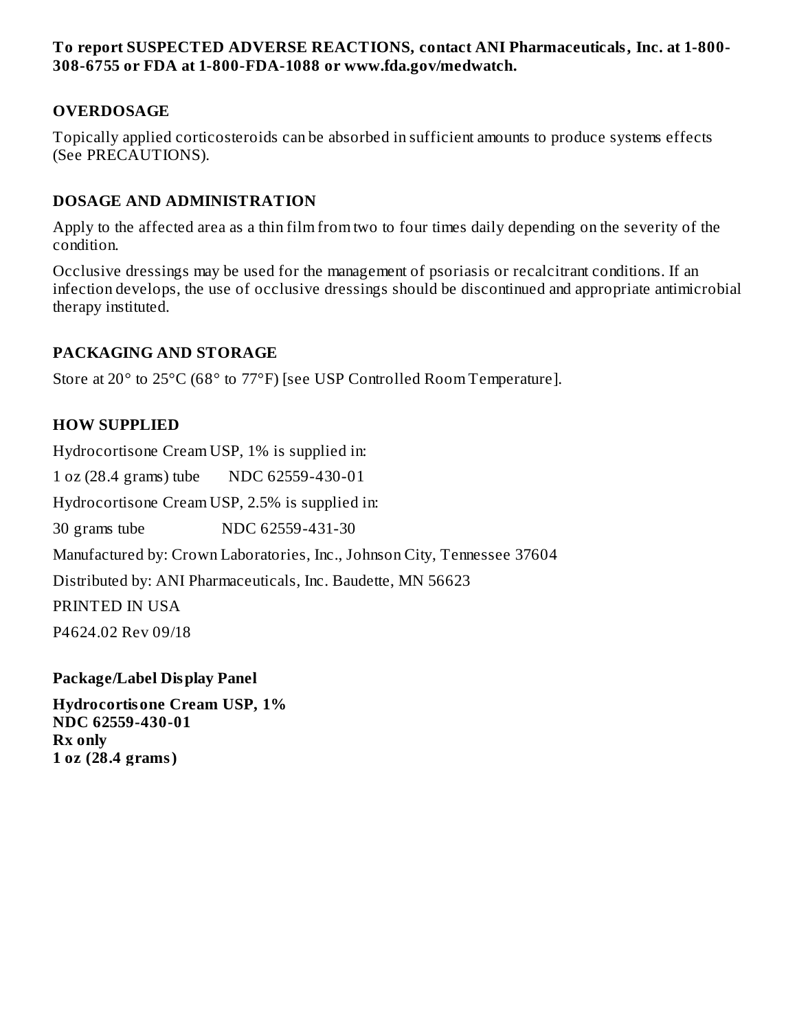**To report SUSPECTED ADVERSE REACTIONS, contact ANI Pharmaceuticals, Inc. at 1-800-308-6755 or FDA at 1-800-FDA-1088 or www.fda.gov/medwatch.**

## OVERDOSAGE

Topically applied corticosteroids can be absorbed in sufficient amounts to produce systems effects (See PRECAUTIONS).

## DOSAGE AND ADMINISTRATION

Apply to the affected area as a thin film from two to four times daily depending on the severity of the condition.

Occlusive dressings may be used for the management of psoriasis or recalcitrant conditions. If an infection develops, the use of occlusive dressings should be discontinued and appropriate antimicrobial therapy instituted.

## PACKAGING AND STORAGE

Store at 20° to 25°C (68° to 77°F) [see USP Controlled Room Temperature].

## HOW SUPPLIED

Hydrocortisone Cream USP, 1% is supplied in:

1 oz (28.4 grams) tube NDC 62559-430-01

Hydrocortisone Cream USP, 2.5% is supplied in:

30 grams tube NDC 62559-431-30

Manufactured by: Crown Laboratories, Inc., Johnson City, Tennessee 37604

Distributed by: ANI Pharmaceuticals, Inc. Baudette, MN 56623

PRINTED IN USA

P4624.02 Rev 09/18

## Package/Label Display Panel

**Hydrocortisone Cream USP, 1%**
**NDC 62559-430-01**
**Rx only**
**1 oz (28.4 grams)**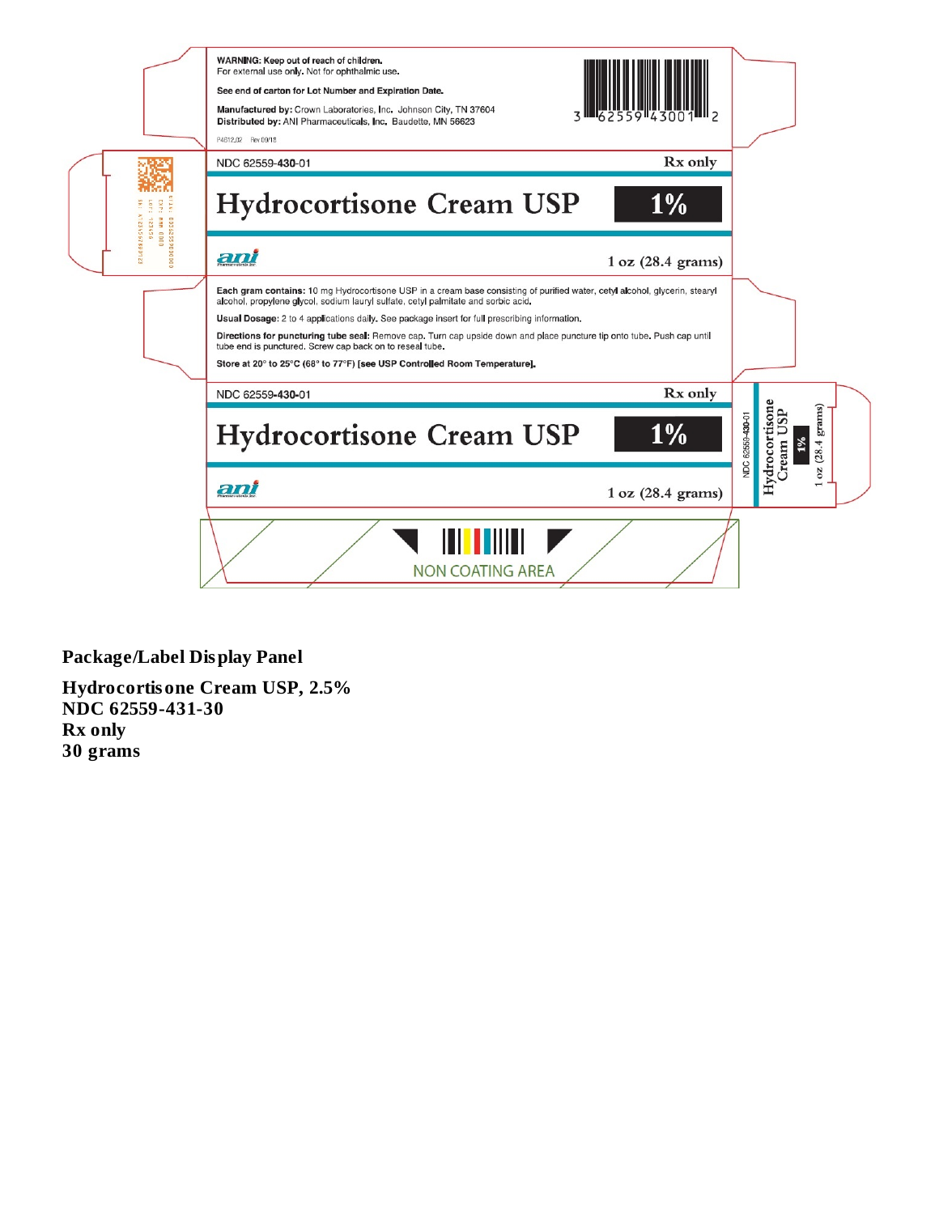WARNING: Keep out of reach of children.
For external use only. Not for ophthalmic use.

See end of carton for Lot Number and Expiration Date.

Manufactured by: Crown Laboratories, Inc. Johnson City, TN 37604
Distributed by: ANI Pharmaceuticals, Inc. Baudette, MN 56623

P4612.02 Rev 09/18

3 62559 43001 2

NDC 62559-430-01 Rx only

**Hydrocortisone Cream USP 1%**

ani

1 oz (28.4 grams)

**Each gram contains:** 10 mg Hydrocortisone USP in a cream base consisting of purified water, cetyl alcohol, glycerin, stearyl alcohol, propylene glycol, sodium lauryl sulfate, cetyl palmitate and sorbic acid.

**Usual Dosage:** 2 to 4 applications daily. See package insert for full prescribing information.

**Directions for puncturing tube seal:** Remove cap. Turn cap upside down and place puncture tip onto tube. Push cap until tube end is punctured. Screw cap back on to reseal tube.

**Store at 20° to 25°C (68° to 77°F) [see USP Controlled Room Temperature].**

NDC 62559-430-01 Rx only

**Hydrocortisone Cream USP 1%**

ani

1 oz (28.4 grams)

NDC 62559-430-01
Hydrocortisone Cream USP
1%
1 oz (28.4 grams)

NON COATING AREA

**Package/Label Display Panel**

**Hydrocortisone Cream USP, 2.5%**
**NDC 62559-431-30**
**Rx only**
**30 grams**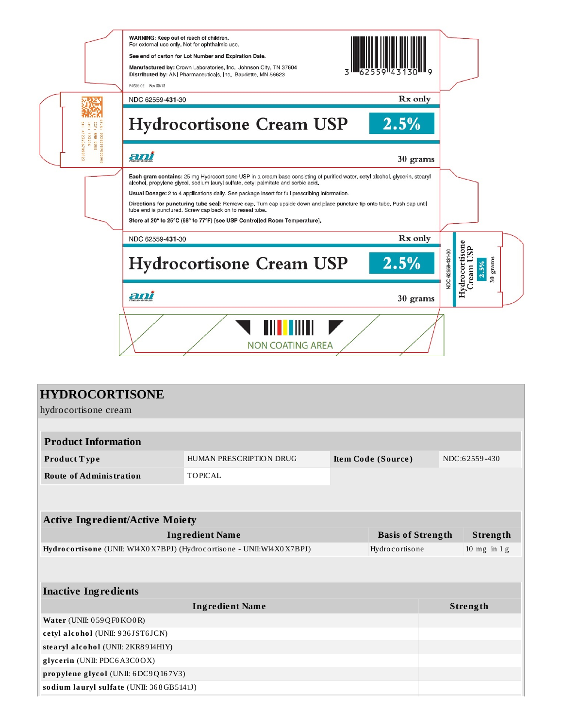WARNING: Keep out of reach of children.
For external use only. Not for ophthalmic use.

See end of carton for Lot Number and Expiration Date.

Manufactured by: Crown Laboratories, Inc. Johnson City, TN 37604
Distributed by: ANI Pharmaceuticals, Inc. Baudette, MN 56623

P4625.02 Rev 09/18

3 62559 43130 9

NDC 62559-431-30 Rx only

**Hydrocortisone Cream USP 2.5%**

ani

30 grams

**Each gram contains:** 25 mg Hydrocortisone USP in a cream base consisting of purified water, cetyl alcohol, glycerin, stearyl alcohol, propylene glycol, sodium lauryl sulfate, cetyl palmitate and sorbic acid.

**Usual Dosage:** 2 to 4 applications daily. See package insert for full prescribing information.

**Directions for puncturing tube seal:** Remove cap. Turn cap upside down and place puncture tip onto tube. Push cap until tube end is punctured. Screw cap back on to reseal tube.

**Store at 20° to 25°C (68° to 77°F) [see USP Controlled Room Temperature].**

NDC 62559-431-30 Rx only

**Hydrocortisone Cream USP 2.5%**

ani

30 grams

NDC 62559-431-30 Hydrocortisone Cream USP 2.5% 30 grams

NON COATING AREA

# HYDROCORTISONE

hydrocortisone cream

| Product Information | | | |
|---|---|---|---|
| **Product Type** | HUMAN PRESCRIPTION DRUG | **Item Code (Source)** | NDC:62559-430 |
| **Route of Administration** | TOPICAL | | |

| Active Ingredient/Active Moiety | | |
|---|---|---|
| **Ingredient Name** | **Basis of Strength** | **Strength** |
| **Hydrocortisone** (UNII: WI4X0X7BPJ) (Hydrocortisone - UNII:WI4X0X7BPJ) | Hydrocortisone | 10 mg in 1 g |

| Inactive Ingredients | |
|---|---|
| **Ingredient Name** | **Strength** |
| **Water** (UNII: 059QF0KO0R) | |
| **cetyl alcohol** (UNII: 936JST6JCN) | |
| **stearyl alcohol** (UNII: 2KR89I4H1Y) | |
| **glycerin** (UNII: PDC6A3C0OX) | |
| **propylene glycol** (UNII: 6DC9Q167V3) | |
| **sodium lauryl sulfate** (UNII: 368GB5141J) | |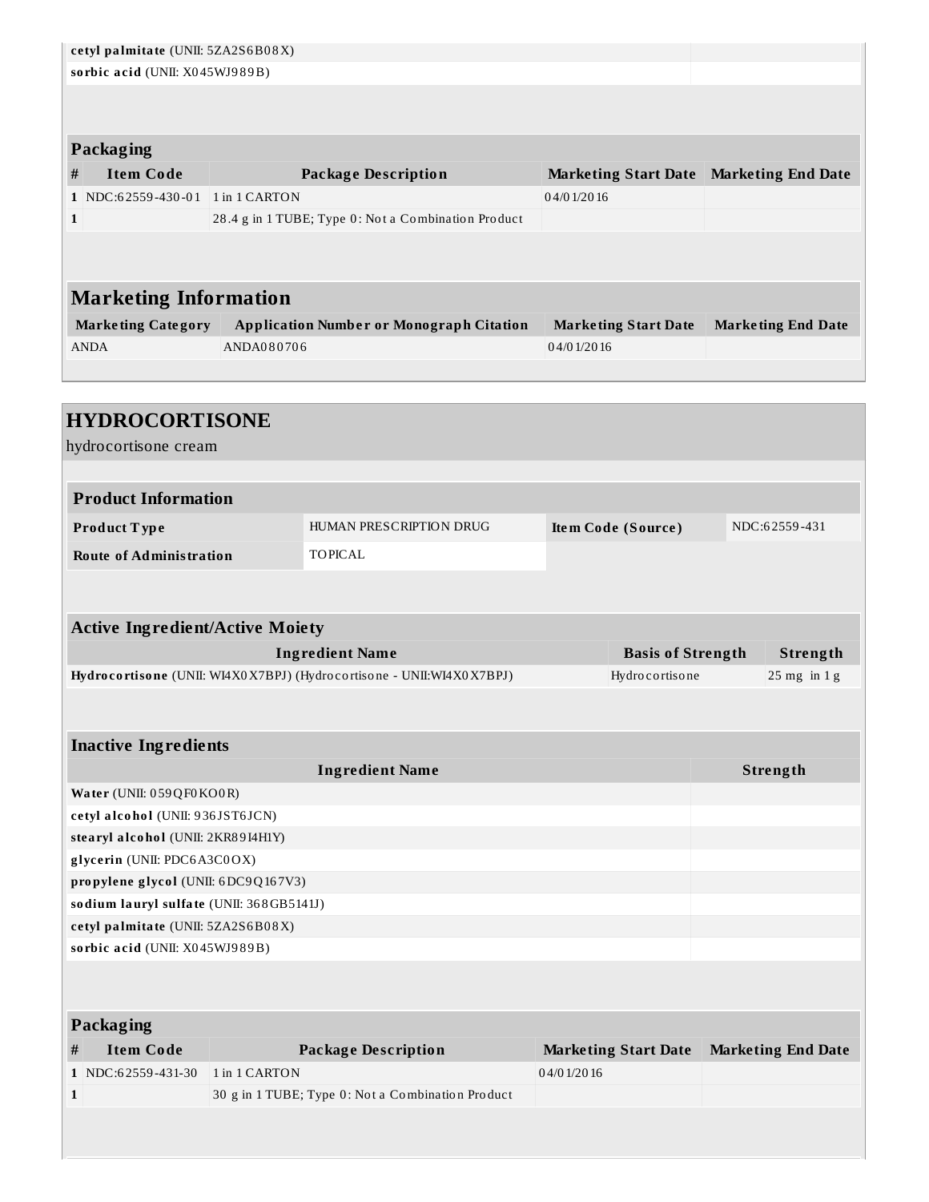| | |
|---|---|
| **cetyl palmitate** (UNII: 5ZA2S6B08X) | |
| **sorbic acid** (UNII: X045WJ989B) | |

**Packaging**

| # | Item Code | Package Description | Marketing Start Date | Marketing End Date |
|---|---|---|---|---|
| 1 | NDC:62559-430-01 | 1 in 1 CARTON | 04/01/2016 | |
| 1 | | 28.4 g in 1 TUBE; Type 0: Not a Combination Product | | |

## Marketing Information

| Marketing Category | Application Number or Monograph Citation | Marketing Start Date | Marketing End Date |
|---|---|---|---|
| ANDA | ANDA080706 | 04/01/2016 | |

## HYDROCORTISONE

hydrocortisone cream

**Product Information**

| | | | |
|---|---|---|---|
| **Product Type** | HUMAN PRESCRIPTION DRUG | **Item Code (Source)** | NDC:62559-431 |
| **Route of Administration** | TOPICAL | | |

**Active Ingredient/Active Moiety**

| Ingredient Name | Basis of Strength | Strength |
|---|---|---|
| **Hydrocortisone** (UNII: WI4X0X7BPJ) (Hydrocortisone - UNII:WI4X0X7BPJ) | Hydrocortisone | 25 mg in 1 g |

**Inactive Ingredients**

| Ingredient Name | Strength |
|---|---|
| **Water** (UNII: 059QF0KO0R) | |
| **cetyl alcohol** (UNII: 936JST6JCN) | |
| **stearyl alcohol** (UNII: 2KR89I4H1Y) | |
| **glycerin** (UNII: PDC6A3C0OX) | |
| **propylene glycol** (UNII: 6DC9Q167V3) | |
| **sodium lauryl sulfate** (UNII: 368GB5141J) | |
| **cetyl palmitate** (UNII: 5ZA2S6B08X) | |
| **sorbic acid** (UNII: X045WJ989B) | |

**Packaging**

| # | Item Code | Package Description | Marketing Start Date | Marketing End Date |
|---|---|---|---|---|
| 1 | NDC:62559-431-30 | 1 in 1 CARTON | 04/01/2016 | |
| 1 | | 30 g in 1 TUBE; Type 0: Not a Combination Product | | |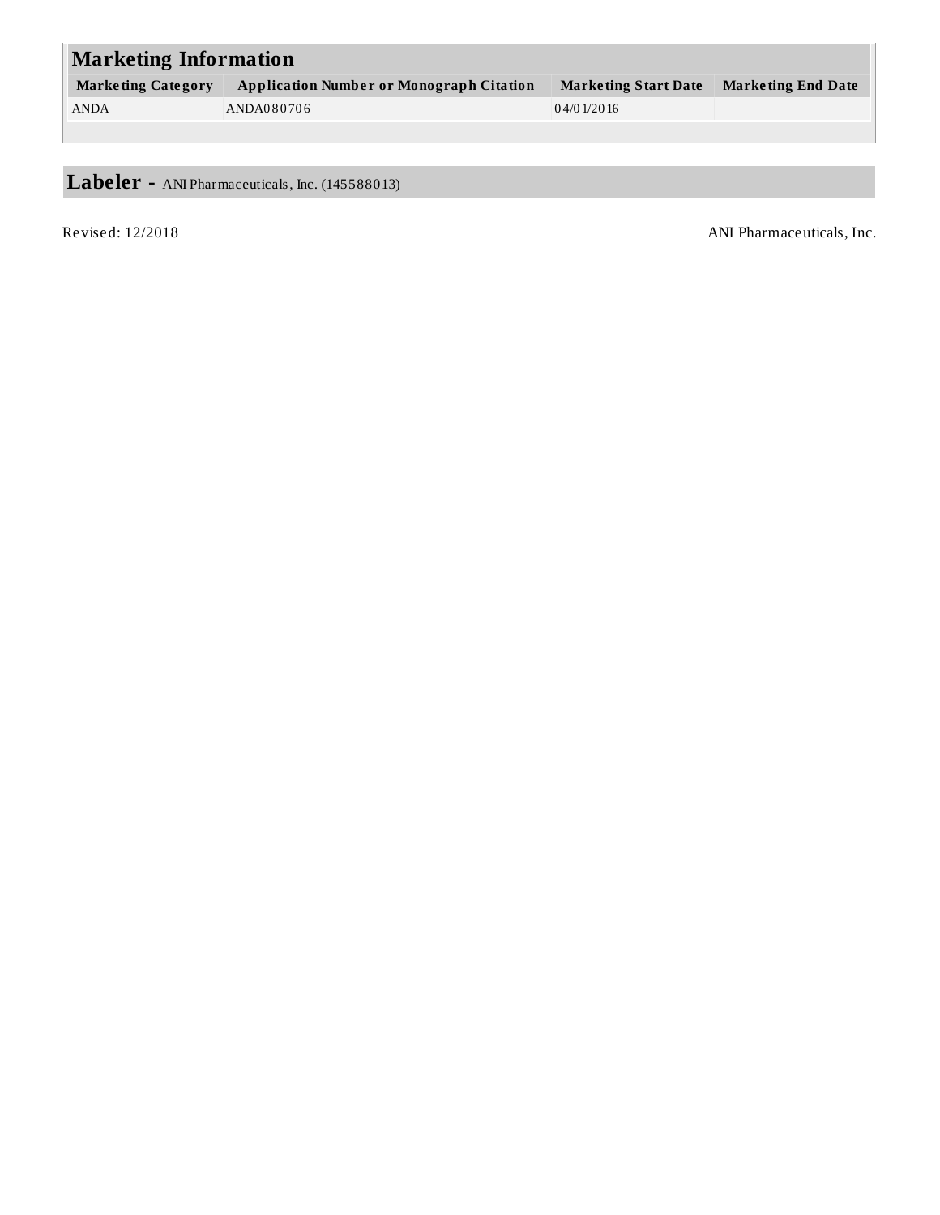## Marketing Information

| Marketing Category | Application Number or Monograph Citation | Marketing Start Date | Marketing End Date |
| --- | --- | --- | --- |
| ANDA | ANDA080706 | 04/01/2016 | |

## Labeler - ANI Pharmaceuticals, Inc. (145588013)

Revised: 12/2018

ANI Pharmaceuticals, Inc.